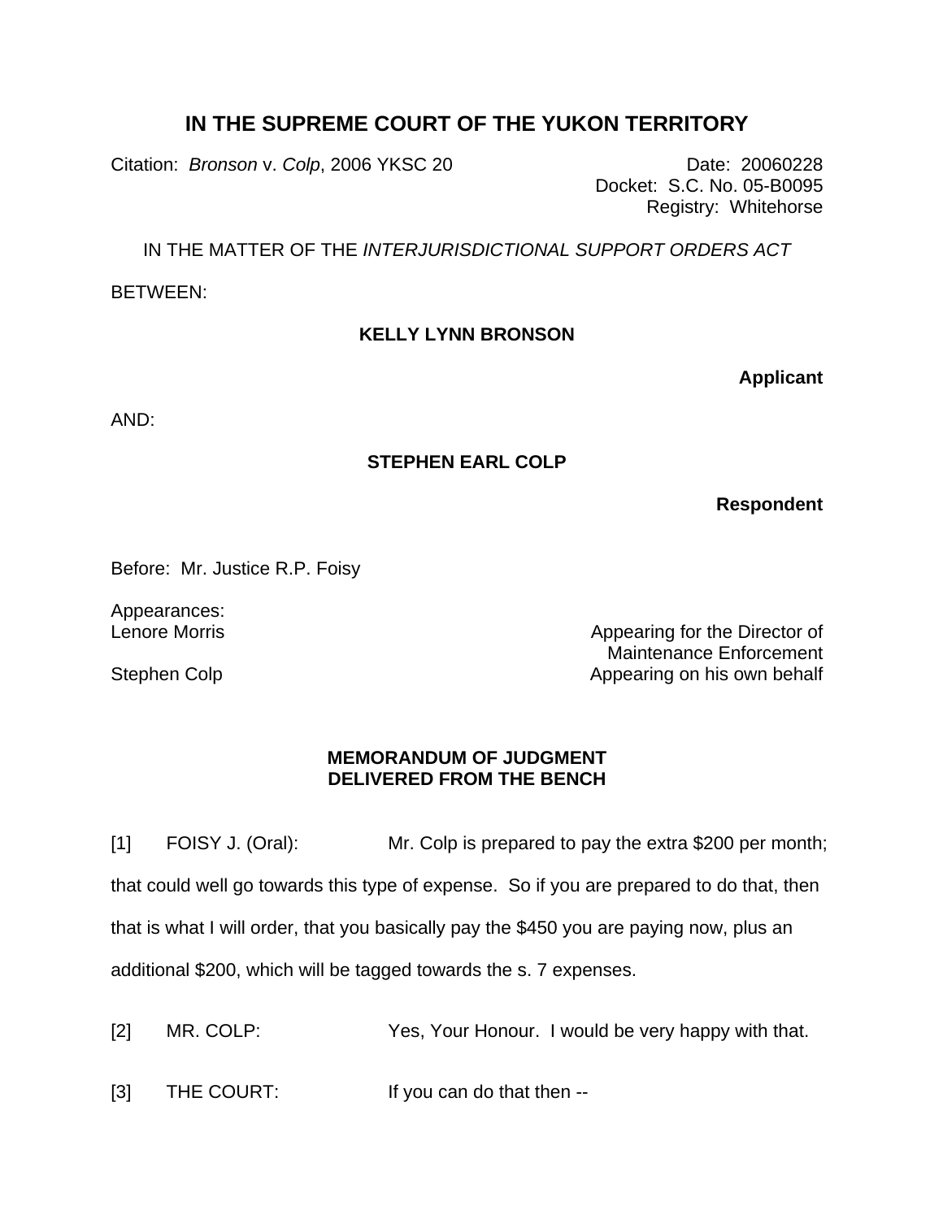# IN THE SUPREME COURT OF THE YUKON TERRITORY

Citation: *Bronson* v. *Colp*, 2006 YKSC 20

Date: 20060228
Docket: S.C. No. 05-B0095
Registry: Whitehorse

IN THE MATTER OF THE *INTERJURISDICTIONAL SUPPORT ORDERS ACT*

BETWEEN:

**KELLY LYNN BRONSON**

**Applicant**

AND:

**STEPHEN EARL COLP**

**Respondent**

Before: Mr. Justice R.P. Foisy

Appearances:

Lenore Morris — Appearing for the Director of Maintenance Enforcement

Stephen Colp — Appearing on his own behalf

## MEMORANDUM OF JUDGMENT DELIVERED FROM THE BENCH

[1] FOISY J. (Oral): Mr. Colp is prepared to pay the extra $200 per month; that could well go towards this type of expense. So if you are prepared to do that, then that is what I will order, that you basically pay the $450 you are paying now, plus an additional $200, which will be tagged towards the s. 7 expenses.

[2] MR. COLP: Yes, Your Honour. I would be very happy with that.

[3] THE COURT: If you can do that then --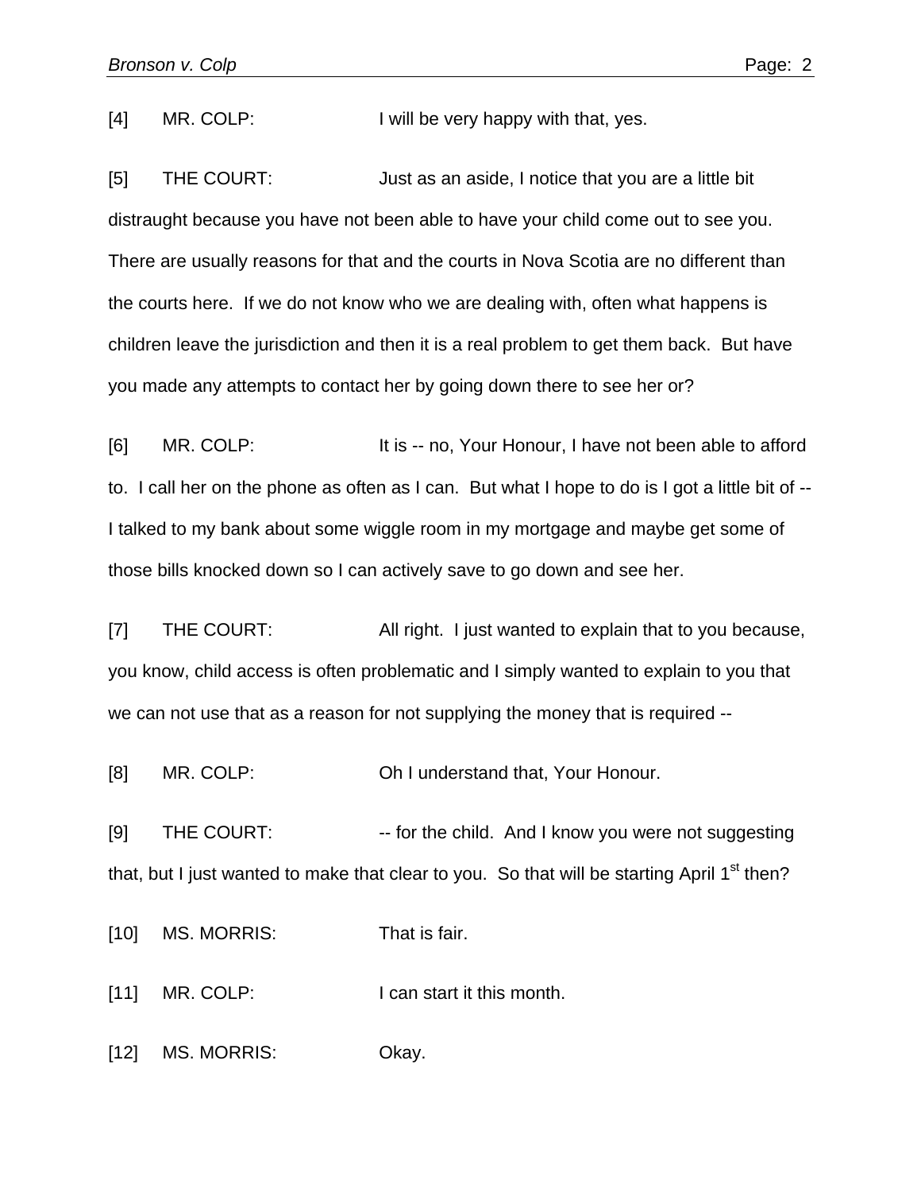[4] MR. COLP: I will be very happy with that, yes.

[5] THE COURT: Just as an aside, I notice that you are a little bit distraught because you have not been able to have your child come out to see you. There are usually reasons for that and the courts in Nova Scotia are no different than the courts here. If we do not know who we are dealing with, often what happens is children leave the jurisdiction and then it is a real problem to get them back. But have you made any attempts to contact her by going down there to see her or?

[6] MR. COLP: It is -- no, Your Honour, I have not been able to afford to. I call her on the phone as often as I can. But what I hope to do is I got a little bit of -- I talked to my bank about some wiggle room in my mortgage and maybe get some of those bills knocked down so I can actively save to go down and see her.

[7] THE COURT: All right. I just wanted to explain that to you because, you know, child access is often problematic and I simply wanted to explain to you that we can not use that as a reason for not supplying the money that is required --

[8] MR. COLP: Oh I understand that, Your Honour.

[9] THE COURT: -- for the child. And I know you were not suggesting that, but I just wanted to make that clear to you. So that will be starting April 1st then?

[10] MS. MORRIS: That is fair.

[11] MR. COLP: I can start it this month.

[12] MS. MORRIS: Okay.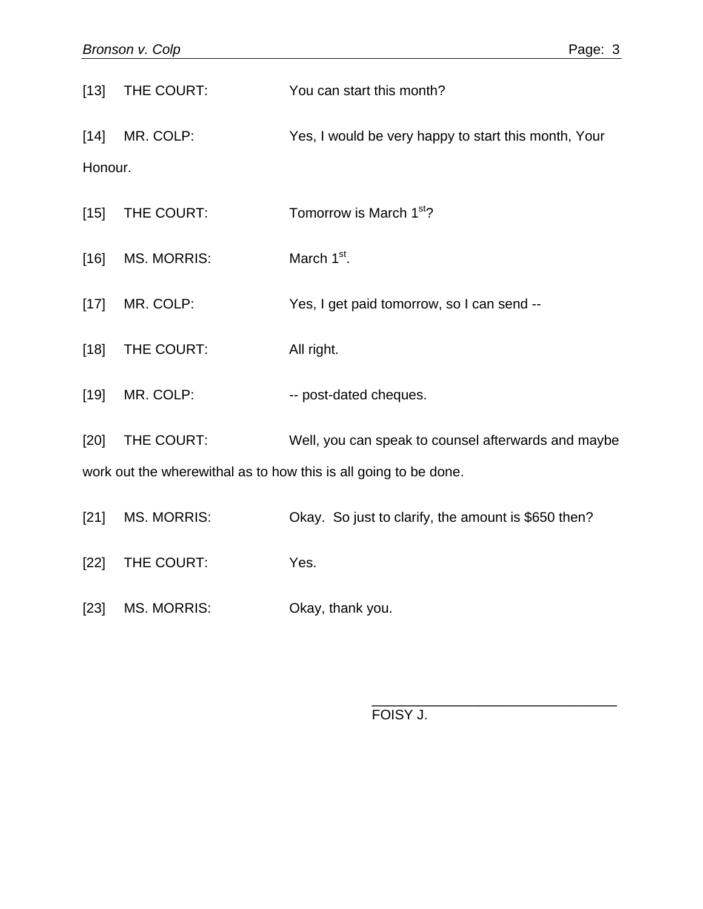[13] THE COURT: You can start this month?

[14] MR. COLP: Yes, I would be very happy to start this month, Your Honour.

[15] THE COURT: Tomorrow is March 1st?

[16] MS. MORRIS: March 1st.

[17] MR. COLP: Yes, I get paid tomorrow, so I can send --

[18] THE COURT: All right.

[19] MR. COLP: -- post-dated cheques.

[20] THE COURT: Well, you can speak to counsel afterwards and maybe work out the wherewithal as to how this is all going to be done.

[21] MS. MORRIS: Okay. So just to clarify, the amount is $650 then?

[22] THE COURT: Yes.

[23] MS. MORRIS: Okay, thank you.

_______________________________
FOISY J.